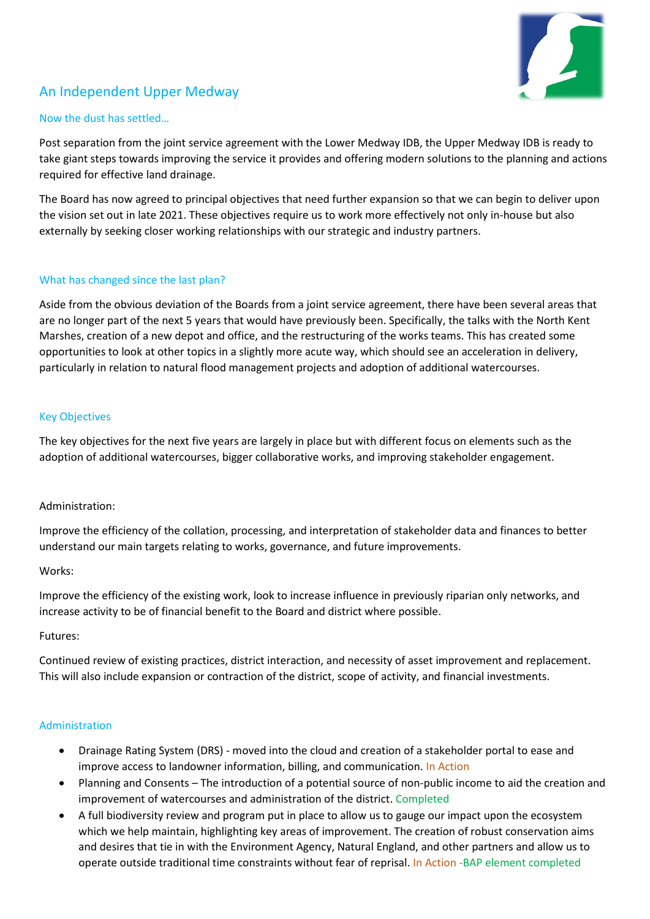# An Independent Upper Medway

## Now the dust has settled…

Post separation from the joint service agreement with the Lower Medway IDB, the Upper Medway IDB is ready to take giant steps towards improving the service it provides and offering modern solutions to the planning and actions required for effective land drainage.

The Board has now agreed to principal objectives that need further expansion so that we can begin to deliver upon the vision set out in late 2021. These objectives require us to work more effectively not only in-house but also externally by seeking closer working relationships with our strategic and industry partners.

## What has changed since the last plan?

Aside from the obvious deviation of the Boards from a joint service agreement, there have been several areas that are no longer part of the next 5 years that would have previously been. Specifically, the talks with the North Kent Marshes, creation of a new depot and office, and the restructuring of the works teams. This has created some opportunities to look at other topics in a slightly more acute way, which should see an acceleration in delivery, particularly in relation to natural flood management projects and adoption of additional watercourses.

## Key Objectives

The key objectives for the next five years are largely in place but with different focus on elements such as the adoption of additional watercourses, bigger collaborative works, and improving stakeholder engagement.

Administration:

Improve the efficiency of the collation, processing, and interpretation of stakeholder data and finances to better understand our main targets relating to works, governance, and future improvements.

Works:

Improve the efficiency of the existing work, look to increase influence in previously riparian only networks, and increase activity to be of financial benefit to the Board and district where possible.

Futures:

Continued review of existing practices, district interaction, and necessity of asset improvement and replacement. This will also include expansion or contraction of the district, scope of activity, and financial investments.

## Administration

- Drainage Rating System (DRS) - moved into the cloud and creation of a stakeholder portal to ease and improve access to landowner information, billing, and communication. In Action
- Planning and Consents – The introduction of a potential source of non-public income to aid the creation and improvement of watercourses and administration of the district. Completed
- A full biodiversity review and program put in place to allow us to gauge our impact upon the ecosystem which we help maintain, highlighting key areas of improvement. The creation of robust conservation aims and desires that tie in with the Environment Agency, Natural England, and other partners and allow us to operate outside traditional time constraints without fear of reprisal. In Action -BAP element completed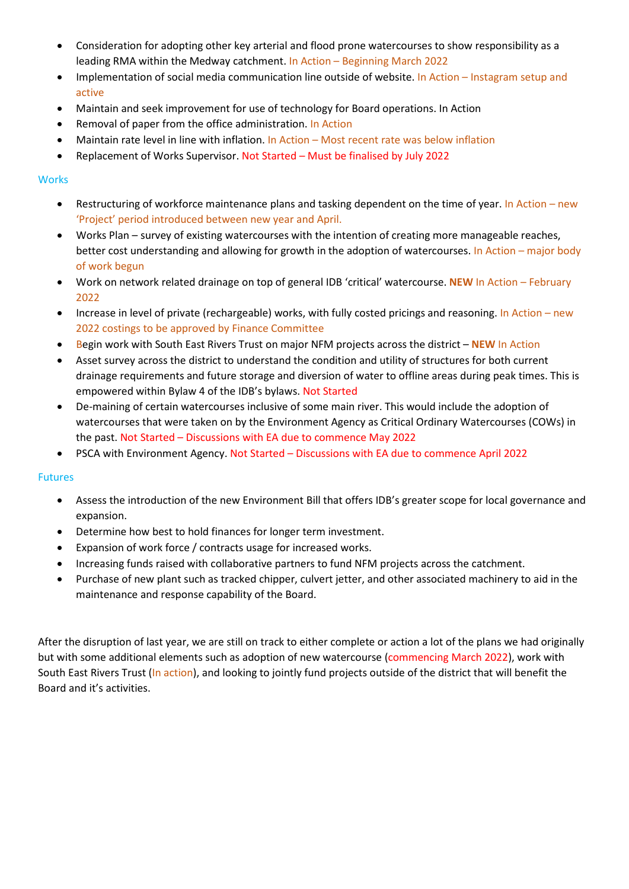- Consideration for adopting other key arterial and flood prone watercourses to show responsibility as a leading RMA within the Medway catchment. In Action – Beginning March 2022
- Implementation of social media communication line outside of website. In Action – Instagram setup and active
- Maintain and seek improvement for use of technology for Board operations. In Action
- Removal of paper from the office administration. In Action
- Maintain rate level in line with inflation. In Action – Most recent rate was below inflation
- Replacement of Works Supervisor. Not Started – Must be finalised by July 2022

## Works

- Restructuring of workforce maintenance plans and tasking dependent on the time of year. In Action – new 'Project' period introduced between new year and April.
- Works Plan – survey of existing watercourses with the intention of creating more manageable reaches, better cost understanding and allowing for growth in the adoption of watercourses. In Action – major body of work begun
- Work on network related drainage on top of general IDB 'critical' watercourse. **NEW** In Action – February 2022
- Increase in level of private (rechargeable) works, with fully costed pricings and reasoning. In Action – new 2022 costings to be approved by Finance Committee
- Begin work with South East Rivers Trust on major NFM projects across the district – **NEW** In Action
- Asset survey across the district to understand the condition and utility of structures for both current drainage requirements and future storage and diversion of water to offline areas during peak times. This is empowered within Bylaw 4 of the IDB's bylaws. Not Started
- De-maining of certain watercourses inclusive of some main river. This would include the adoption of watercourses that were taken on by the Environment Agency as Critical Ordinary Watercourses (COWs) in the past. Not Started – Discussions with EA due to commence May 2022
- PSCA with Environment Agency. Not Started – Discussions with EA due to commence April 2022

## Futures

- Assess the introduction of the new Environment Bill that offers IDB's greater scope for local governance and expansion.
- Determine how best to hold finances for longer term investment.
- Expansion of work force / contracts usage for increased works.
- Increasing funds raised with collaborative partners to fund NFM projects across the catchment.
- Purchase of new plant such as tracked chipper, culvert jetter, and other associated machinery to aid in the maintenance and response capability of the Board.

After the disruption of last year, we are still on track to either complete or action a lot of the plans we had originally but with some additional elements such as adoption of new watercourse (commencing March 2022), work with South East Rivers Trust (In action), and looking to jointly fund projects outside of the district that will benefit the Board and it's activities.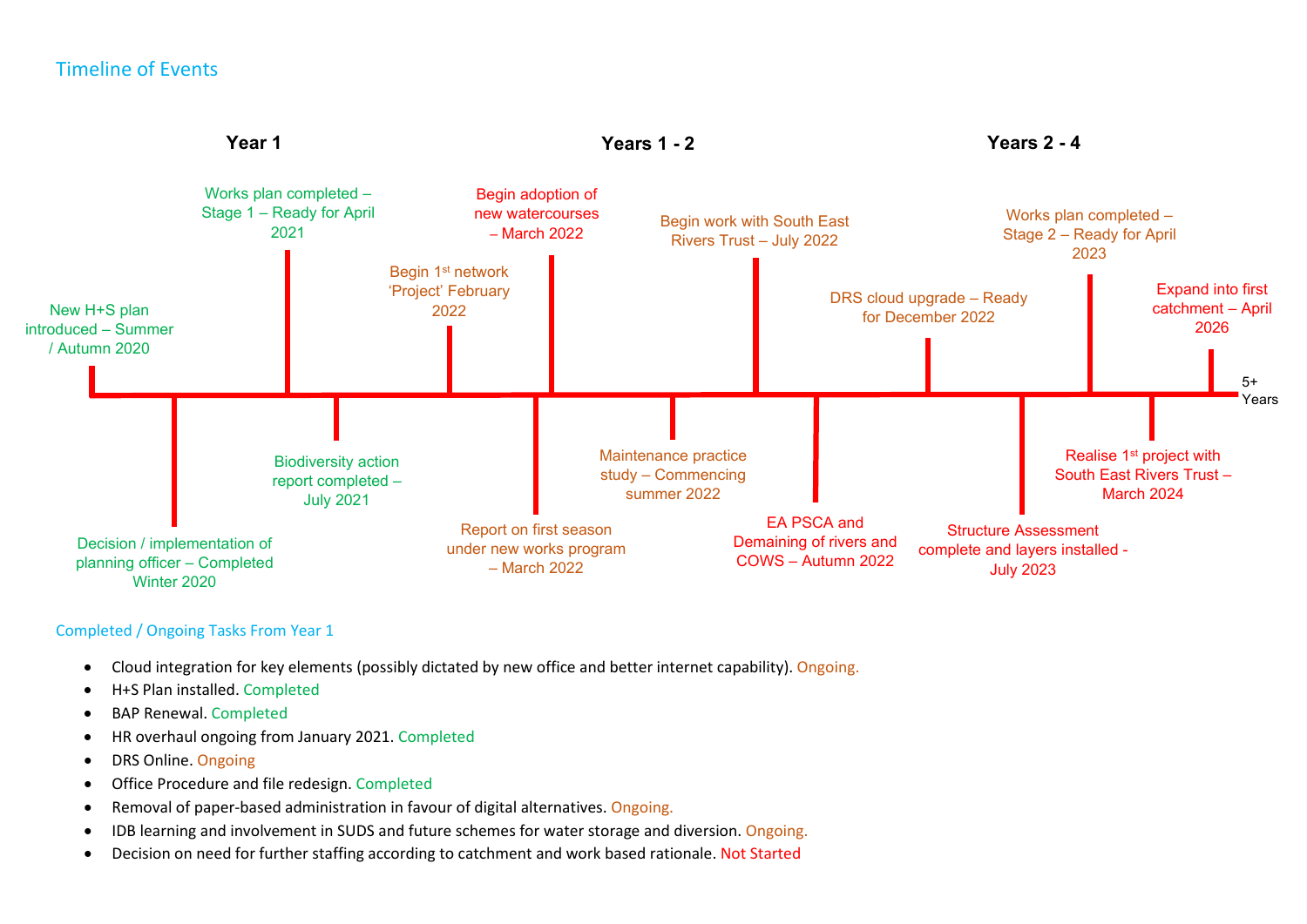## Timeline of Events

**Year 1**

**Years 1 - 2**

**Years 2 - 4**

New H+S plan introduced – Summer / Autumn 2020

Decision / implementation of planning officer – Completed Winter 2020

Works plan completed – Stage 1 – Ready for April 2021

Biodiversity action report completed – July 2021

Begin 1st network 'Project' February 2022

Report on first season under new works program – March 2022

Begin adoption of new watercourses – March 2022

Maintenance practice study – Commencing summer 2022

Begin work with South East Rivers Trust – July 2022

EA PSCA and Demaining of rivers and COWS – Autumn 2022

DRS cloud upgrade – Ready for December 2022

Structure Assessment complete and layers installed - July 2023

Works plan completed – Stage 2 – Ready for April 2023

Realise 1st project with South East Rivers Trust – March 2024

Expand into first catchment – April 2026

5+ Years

### Completed / Ongoing Tasks From Year 1

- Cloud integration for key elements (possibly dictated by new office and better internet capability). Ongoing.
- H+S Plan installed. Completed
- BAP Renewal. Completed
- HR overhaul ongoing from January 2021. Completed
- DRS Online. Ongoing
- Office Procedure and file redesign. Completed
- Removal of paper-based administration in favour of digital alternatives. Ongoing.
- IDB learning and involvement in SUDS and future schemes for water storage and diversion. Ongoing.
- Decision on need for further staffing according to catchment and work based rationale. Not Started